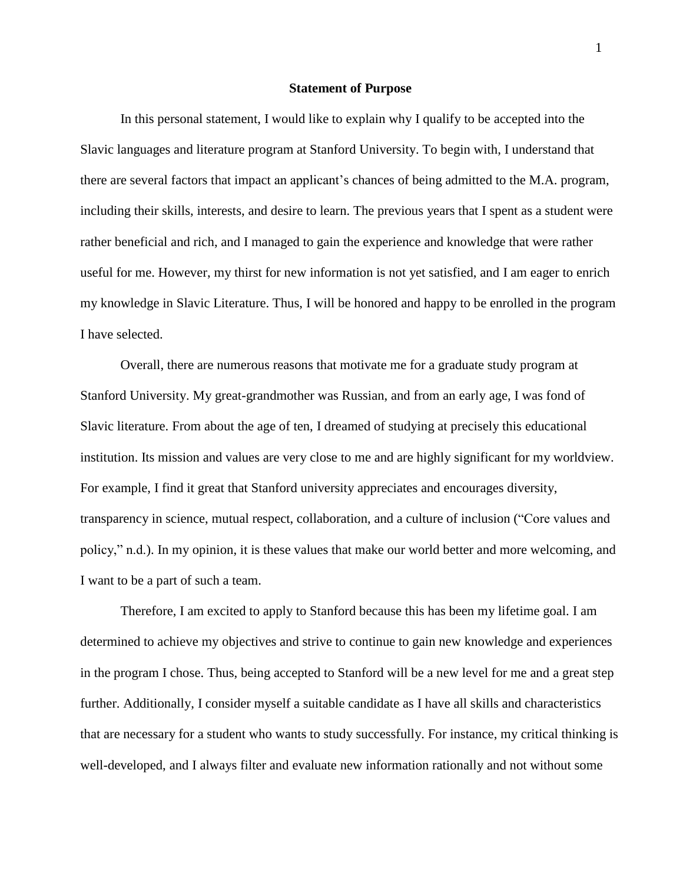# Statement of Purpose

In this personal statement, I would like to explain why I qualify to be accepted into the Slavic languages and literature program at Stanford University. To begin with, I understand that there are several factors that impact an applicant's chances of being admitted to the M.A. program, including their skills, interests, and desire to learn. The previous years that I spent as a student were rather beneficial and rich, and I managed to gain the experience and knowledge that were rather useful for me. However, my thirst for new information is not yet satisfied, and I am eager to enrich my knowledge in Slavic Literature. Thus, I will be honored and happy to be enrolled in the program I have selected.

Overall, there are numerous reasons that motivate me for a graduate study program at Stanford University. My great-grandmother was Russian, and from an early age, I was fond of Slavic literature. From about the age of ten, I dreamed of studying at precisely this educational institution. Its mission and values are very close to me and are highly significant for my worldview. For example, I find it great that Stanford university appreciates and encourages diversity, transparency in science, mutual respect, collaboration, and a culture of inclusion ("Core values and policy," n.d.). In my opinion, it is these values that make our world better and more welcoming, and I want to be a part of such a team.

Therefore, I am excited to apply to Stanford because this has been my lifetime goal. I am determined to achieve my objectives and strive to continue to gain new knowledge and experiences in the program I chose. Thus, being accepted to Stanford will be a new level for me and a great step further. Additionally, I consider myself a suitable candidate as I have all skills and characteristics that are necessary for a student who wants to study successfully. For instance, my critical thinking is well-developed, and I always filter and evaluate new information rationally and not without some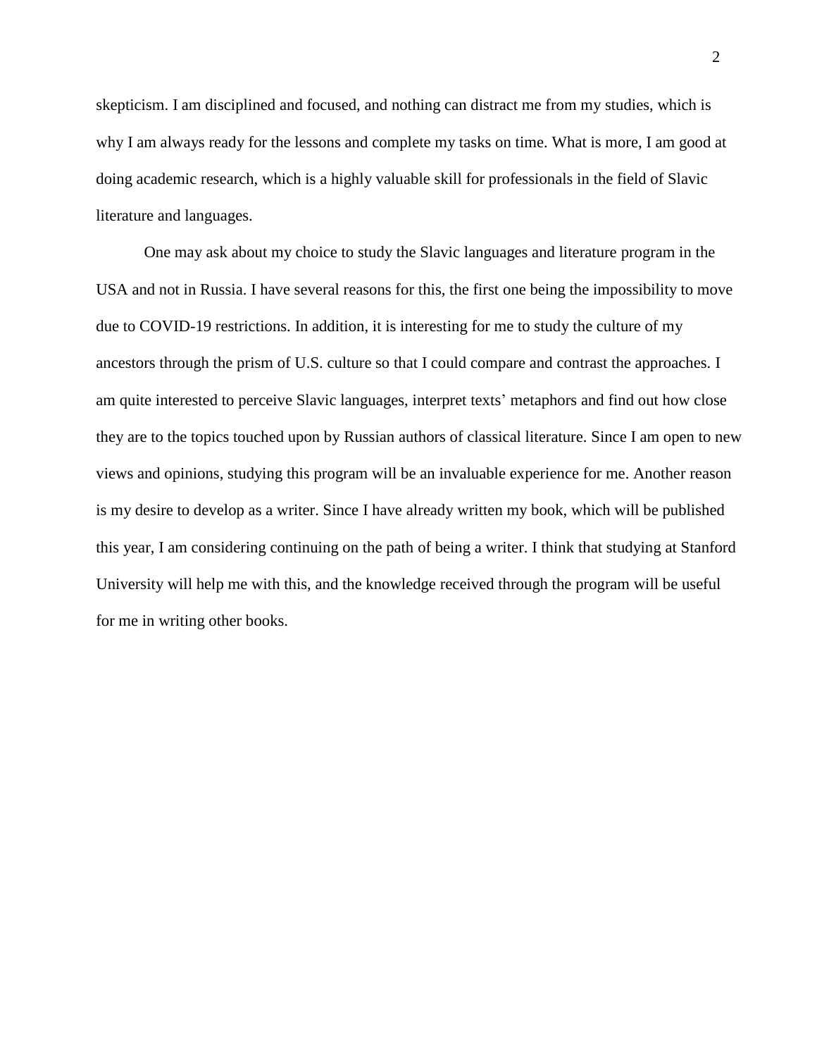skepticism. I am disciplined and focused, and nothing can distract me from my studies, which is why I am always ready for the lessons and complete my tasks on time. What is more, I am good at doing academic research, which is a highly valuable skill for professionals in the field of Slavic literature and languages.

One may ask about my choice to study the Slavic languages and literature program in the USA and not in Russia. I have several reasons for this, the first one being the impossibility to move due to COVID-19 restrictions. In addition, it is interesting for me to study the culture of my ancestors through the prism of U.S. culture so that I could compare and contrast the approaches. I am quite interested to perceive Slavic languages, interpret texts' metaphors and find out how close they are to the topics touched upon by Russian authors of classical literature. Since I am open to new views and opinions, studying this program will be an invaluable experience for me. Another reason is my desire to develop as a writer. Since I have already written my book, which will be published this year, I am considering continuing on the path of being a writer. I think that studying at Stanford University will help me with this, and the knowledge received through the program will be useful for me in writing other books.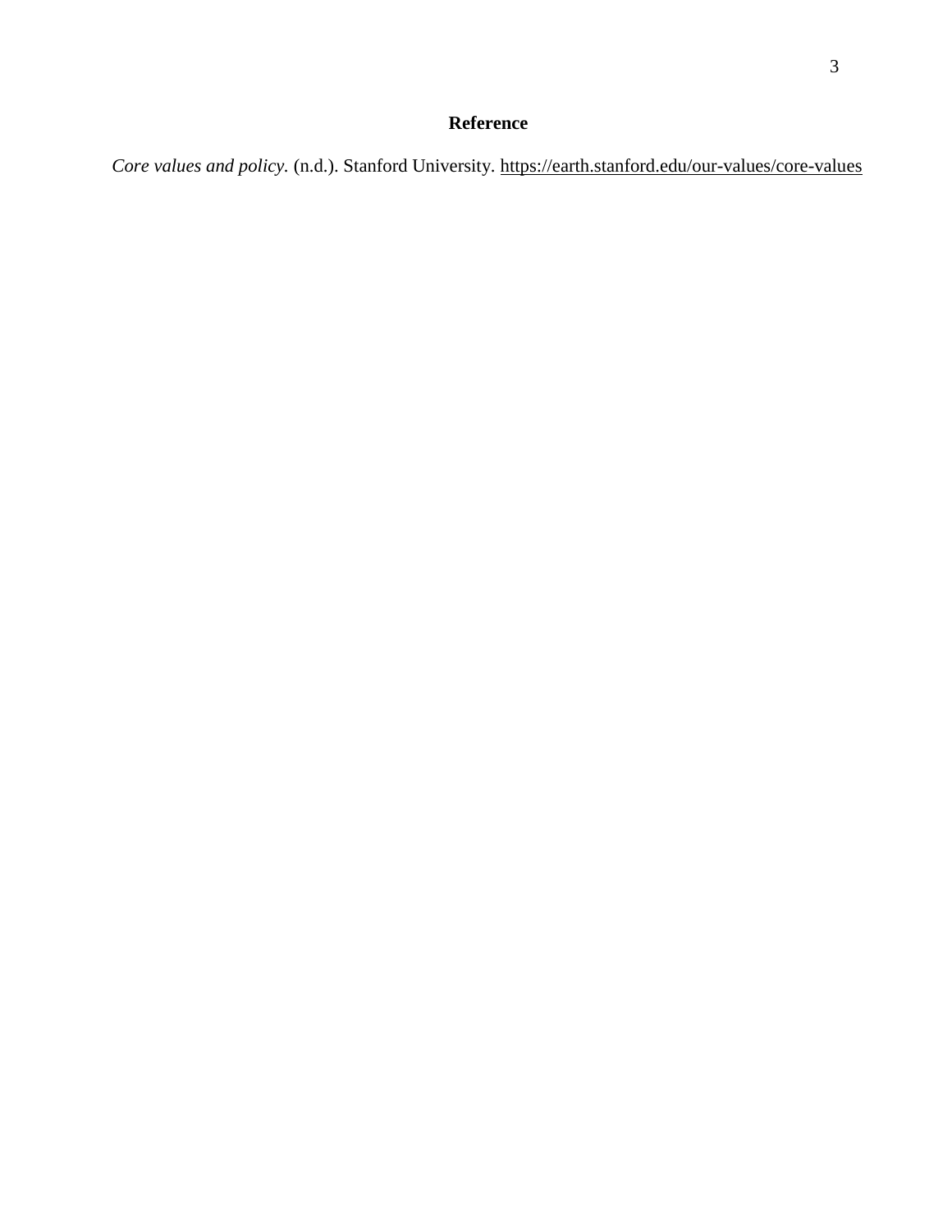# Reference

*Core values and policy.* (n.d.). Stanford University. https://earth.stanford.edu/our-values/core-values